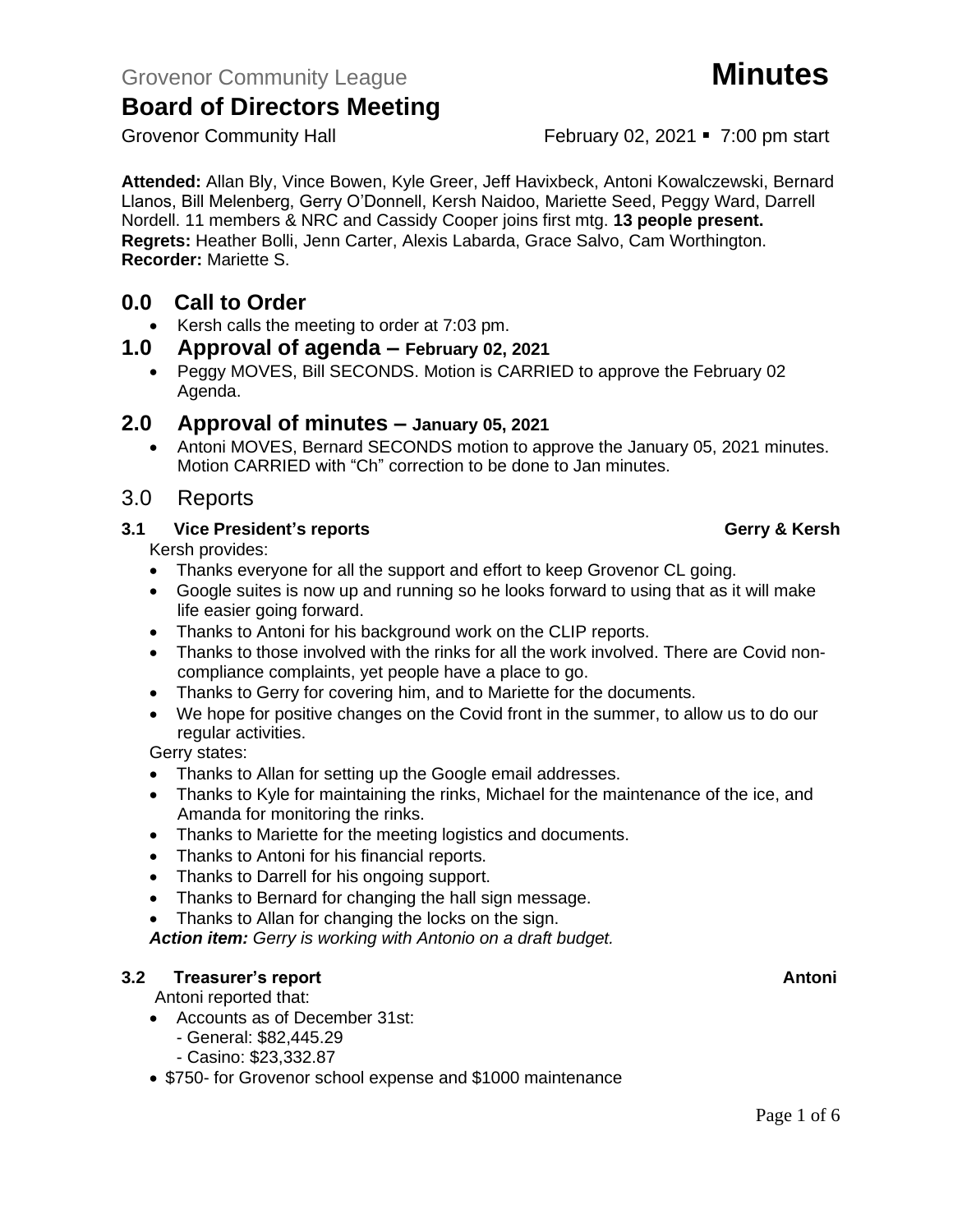Grovenor Community League **Minutes**

# Board of Directors Meeting

Grovenor Community Hall February 02, 2021 ▪ 7:00 pm start

**Attended:** Allan Bly, Vince Bowen, Kyle Greer, Jeff Havixbeck, Antoni Kowalczewski, Bernard Llanos, Bill Melenberg, Gerry O'Donnell, Kersh Naidoo, Mariette Seed, Peggy Ward, Darrell Nordell. 11 members & NRC and Cassidy Cooper joins first mtg. **13 people present.**
**Regrets:** Heather Bolli, Jenn Carter, Alexis Labarda, Grace Salvo, Cam Worthington.
**Recorder:** Mariette S.

## 0.0 Call to Order

- Kersh calls the meeting to order at 7:03 pm.

## 1.0 Approval of agenda – February 02, 2021

- Peggy MOVES, Bill SECONDS. Motion is CARRIED to approve the February 02 Agenda.

## 2.0 Approval of minutes – January 05, 2021

- Antoni MOVES, Bernard SECONDS motion to approve the January 05, 2021 minutes. Motion CARRIED with "Ch" correction to be done to Jan minutes.

## 3.0 Reports

### 3.1 Vice President's reports — Gerry & Kersh

Kersh provides:

- Thanks everyone for all the support and effort to keep Grovenor CL going.
- Google suites is now up and running so he looks forward to using that as it will make life easier going forward.
- Thanks to Antoni for his background work on the CLIP reports.
- Thanks to those involved with the rinks for all the work involved. There are Covid non-compliance complaints, yet people have a place to go.
- Thanks to Gerry for covering him, and to Mariette for the documents.
- We hope for positive changes on the Covid front in the summer, to allow us to do our regular activities.

Gerry states:

- Thanks to Allan for setting up the Google email addresses.
- Thanks to Kyle for maintaining the rinks, Michael for the maintenance of the ice, and Amanda for monitoring the rinks.
- Thanks to Mariette for the meeting logistics and documents.
- Thanks to Antoni for his financial reports.
- Thanks to Darrell for his ongoing support.
- Thanks to Bernard for changing the hall sign message.
- Thanks to Allan for changing the locks on the sign.

***Action item:*** *Gerry is working with Antonio on a draft budget.*

### 3.2 Treasurer's report — Antoni

Antoni reported that:

- Accounts as of December 31st:
  - General: $82,445.29
  - Casino: $23,332.87
- $750- for Grovenor school expense and $1000 maintenance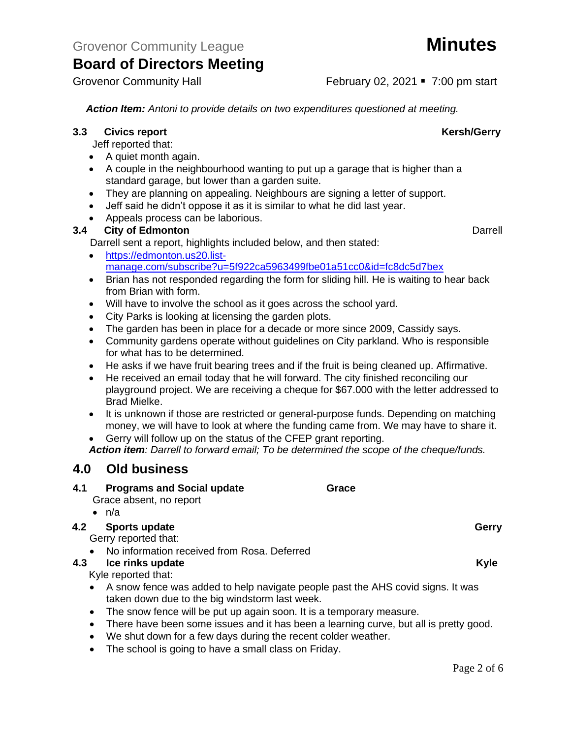*Action Item: Antoni to provide details on two expenditures questioned at meeting.*

### 3.3 Civics report — Kersh/Gerry

Jeff reported that:

- A quiet month again.
- A couple in the neighbourhood wanting to put up a garage that is higher than a standard garage, but lower than a garden suite.
- They are planning on appealing. Neighbours are signing a letter of support.
- Jeff said he didn't oppose it as it is similar to what he did last year.
- Appeals process can be laborious.

### 3.4 City of Edmonton — Darrell

Darrell sent a report, highlights included below, and then stated:

- https://edmonton.us20.list-manage.com/subscribe?u=5f922ca5963499fbe01a51cc0&id=fc8dc5d7bex
- Brian has not responded regarding the form for sliding hill. He is waiting to hear back from Brian with form.
- Will have to involve the school as it goes across the school yard.
- City Parks is looking at licensing the garden plots.
- The garden has been in place for a decade or more since 2009, Cassidy says.
- Community gardens operate without guidelines on City parkland. Who is responsible for what has to be determined.
- He asks if we have fruit bearing trees and if the fruit is being cleaned up. Affirmative.
- He received an email today that he will forward. The city finished reconciling our playground project. We are receiving a cheque for $67.000 with the letter addressed to Brad Mielke.
- It is unknown if those are restricted or general-purpose funds. Depending on matching money, we will have to look at where the funding came from. We may have to share it.
- Gerry will follow up on the status of the CFEP grant reporting.

***Action item**: Darrell to forward email; To be determined the scope of the cheque/funds.*

## 4.0 Old business

### 4.1 Programs and Social update — Grace

Grace absent, no report

- n/a

### 4.2 Sports update — Gerry

Gerry reported that:

- No information received from Rosa. Deferred

### 4.3 Ice rinks update — Kyle

Kyle reported that:

- A snow fence was added to help navigate people past the AHS covid signs. It was taken down due to the big windstorm last week.
- The snow fence will be put up again soon. It is a temporary measure.
- There have been some issues and it has been a learning curve, but all is pretty good.
- We shut down for a few days during the recent colder weather.
- The school is going to have a small class on Friday.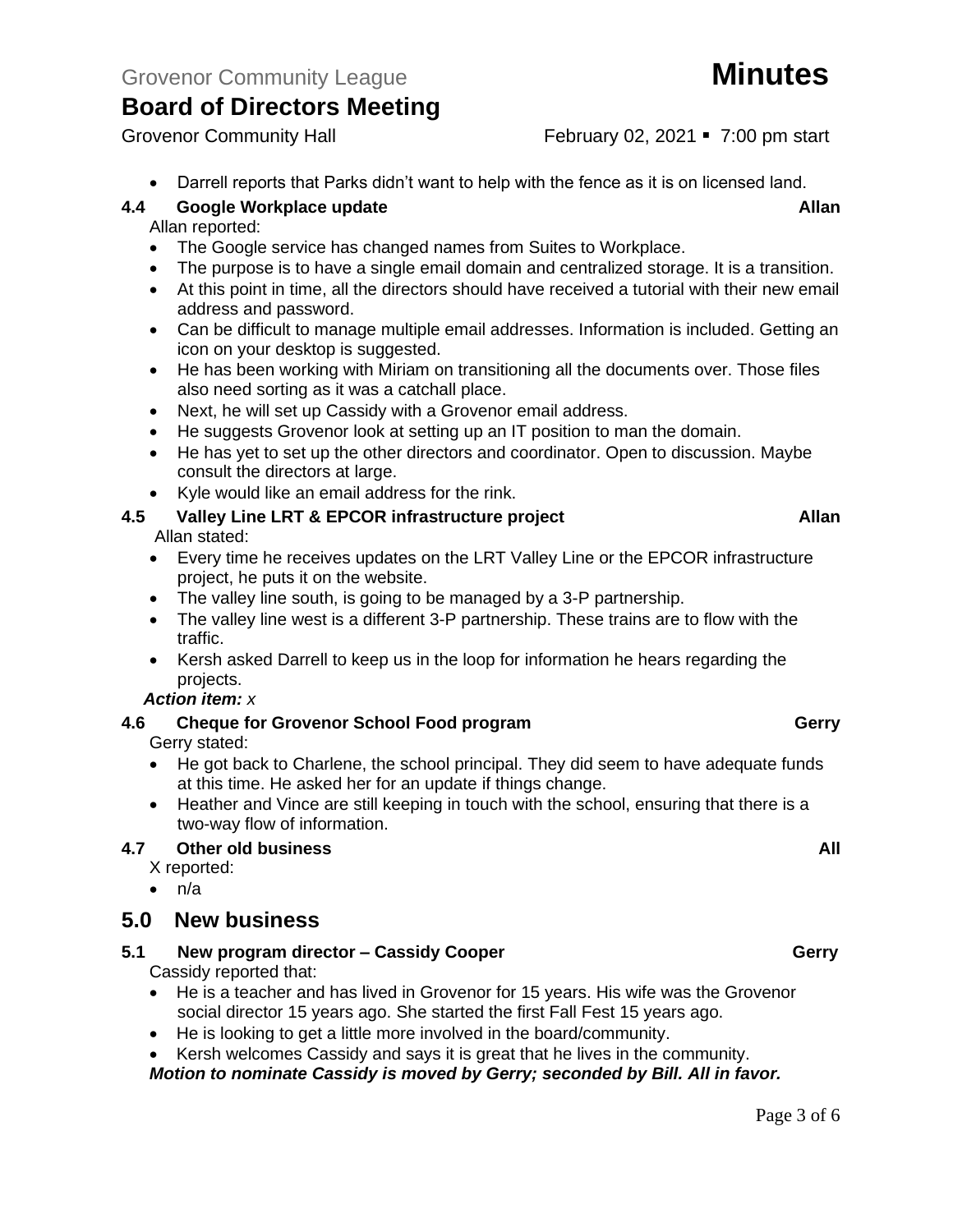- Darrell reports that Parks didn't want to help with the fence as it is on licensed land.

### 4.4 Google Workplace update — Allan

Allan reported:

- The Google service has changed names from Suites to Workplace.
- The purpose is to have a single email domain and centralized storage. It is a transition.
- At this point in time, all the directors should have received a tutorial with their new email address and password.
- Can be difficult to manage multiple email addresses. Information is included. Getting an icon on your desktop is suggested.
- He has been working with Miriam on transitioning all the documents over. Those files also need sorting as it was a catchall place.
- Next, he will set up Cassidy with a Grovenor email address.
- He suggests Grovenor look at setting up an IT position to man the domain.
- He has yet to set up the other directors and coordinator. Open to discussion. Maybe consult the directors at large.
- Kyle would like an email address for the rink.

### 4.5 Valley Line LRT & EPCOR infrastructure project — Allan

Allan stated:

- Every time he receives updates on the LRT Valley Line or the EPCOR infrastructure project, he puts it on the website.
- The valley line south, is going to be managed by a 3-P partnership.
- The valley line west is a different 3-P partnership. These trains are to flow with the traffic.
- Kersh asked Darrell to keep us in the loop for information he hears regarding the projects.

***Action item:*** *x*

### 4.6 Cheque for Grovenor School Food program — Gerry

Gerry stated:

- He got back to Charlene, the school principal. They did seem to have adequate funds at this time. He asked her for an update if things change.
- Heather and Vince are still keeping in touch with the school, ensuring that there is a two-way flow of information.

### 4.7 Other old business — All

X reported:

- n/a

## 5.0 New business

### 5.1 New program director – Cassidy Cooper — Gerry

Cassidy reported that:

- He is a teacher and has lived in Grovenor for 15 years. His wife was the Grovenor social director 15 years ago. She started the first Fall Fest 15 years ago.
- He is looking to get a little more involved in the board/community.
- Kersh welcomes Cassidy and says it is great that he lives in the community.

***Motion to nominate Cassidy is moved by Gerry; seconded by Bill. All in favor.***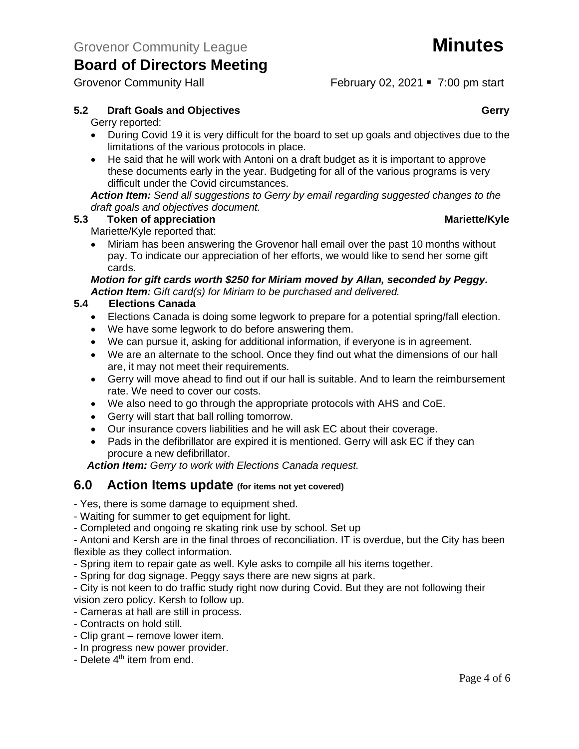### 5.2 Draft Goals and Objectives — Gerry

Gerry reported:

- During Covid 19 it is very difficult for the board to set up goals and objectives due to the limitations of the various protocols in place.
- He said that he will work with Antoni on a draft budget as it is important to approve these documents early in the year. Budgeting for all of the various programs is very difficult under the Covid circumstances.

***Action Item:*** *Send all suggestions to Gerry by email regarding suggested changes to the draft goals and objectives document.*

### 5.3 Token of appreciation — Mariette/Kyle

Mariette/Kyle reported that:

- Miriam has been answering the Grovenor hall email over the past 10 months without pay. To indicate our appreciation of her efforts, we would like to send her some gift cards.

***Motion for gift cards worth $250 for Miriam moved by Allan, seconded by Peggy.***
***Action Item:*** *Gift card(s) for Miriam to be purchased and delivered.*

### 5.4 Elections Canada

- Elections Canada is doing some legwork to prepare for a potential spring/fall election.
- We have some legwork to do before answering them.
- We can pursue it, asking for additional information, if everyone is in agreement.
- We are an alternate to the school. Once they find out what the dimensions of our hall are, it may not meet their requirements.
- Gerry will move ahead to find out if our hall is suitable. And to learn the reimbursement rate. We need to cover our costs.
- We also need to go through the appropriate protocols with AHS and CoE.
- Gerry will start that ball rolling tomorrow.
- Our insurance covers liabilities and he will ask EC about their coverage.
- Pads in the defibrillator are expired it is mentioned. Gerry will ask EC if they can procure a new defibrillator.

***Action Item:*** *Gerry to work with Elections Canada request.*

## 6.0 Action Items update (for items not yet covered)

- Yes, there is some damage to equipment shed.
- Waiting for summer to get equipment for light.
- Completed and ongoing re skating rink use by school. Set up
- Antoni and Kersh are in the final throes of reconciliation. IT is overdue, but the City has been flexible as they collect information.
- Spring item to repair gate as well. Kyle asks to compile all his items together.
- Spring for dog signage. Peggy says there are new signs at park.
- City is not keen to do traffic study right now during Covid. But they are not following their vision zero policy. Kersh to follow up.
- Cameras at hall are still in process.
- Contracts on hold still.
- Clip grant – remove lower item.
- In progress new power provider.
- Delete 4th item from end.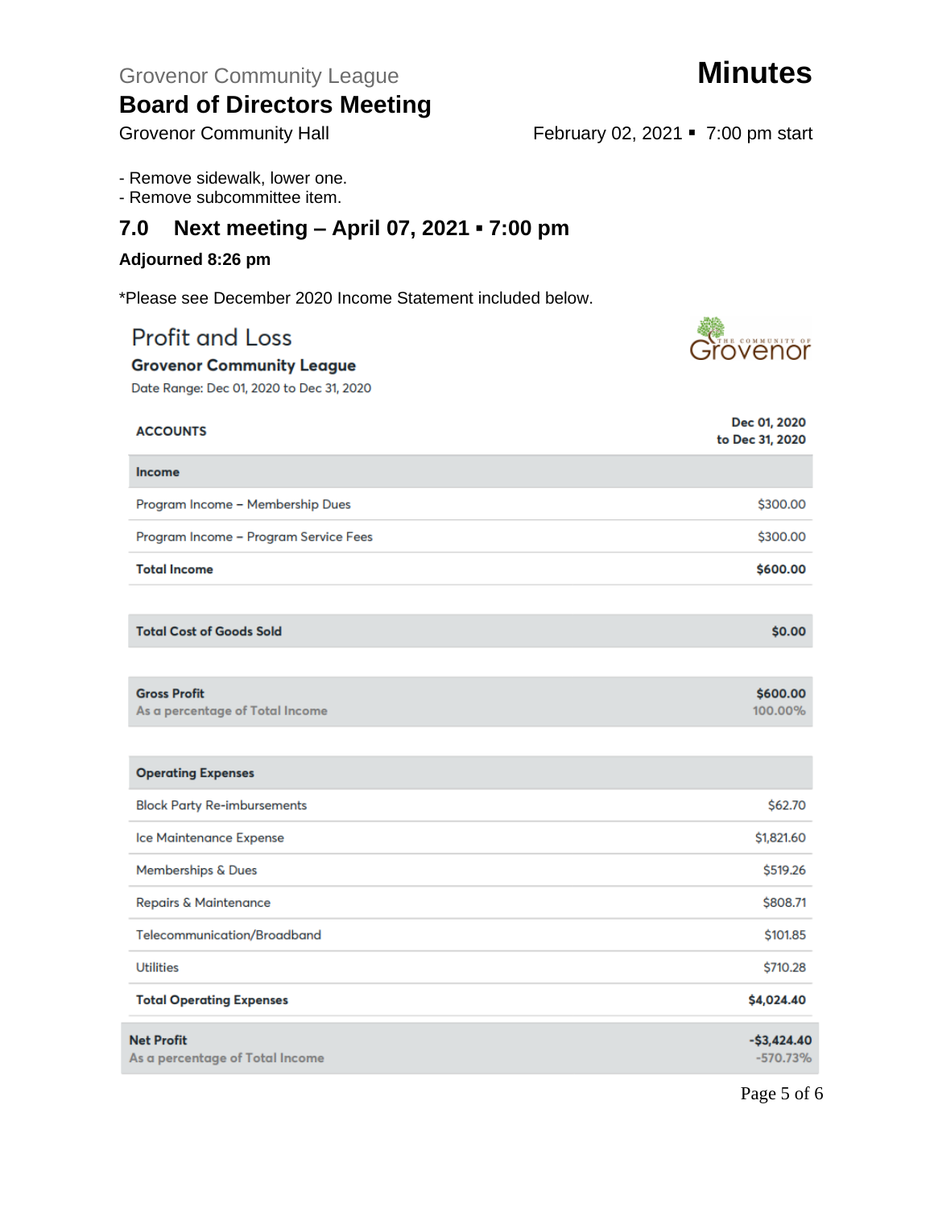- Remove sidewalk, lower one.
- Remove subcommittee item.

## 7.0 Next meeting – April 07, 2021 ▪ 7:00 pm

**Adjourned 8:26 pm**

*Please see December 2020 Income Statement included below.

## Profit and Loss

**Grovenor Community League**

Date Range: Dec 01, 2020 to Dec 31, 2020

| ACCOUNTS | Dec 01, 2020 to Dec 31, 2020 |
|---|---|
| **Income** | |
| Program Income – Membership Dues | $300.00 |
| Program Income – Program Service Fees | $300.00 |
| **Total Income** | **$600.00** |
| **Total Cost of Goods Sold** | **$0.00** |
| **Gross Profit** | **$600.00** |
| As a percentage of Total Income | 100.00% |
| **Operating Expenses** | |
| Block Party Re-imbursements | $62.70 |
| Ice Maintenance Expense | $1,821.60 |
| Memberships & Dues | $519.26 |
| Repairs & Maintenance | $808.71 |
| Telecommunication/Broadband | $101.85 |
| Utilities | $710.28 |
| **Total Operating Expenses** | **$4,024.40** |
| **Net Profit** | **-$3,424.40** |
| As a percentage of Total Income | -570.73% |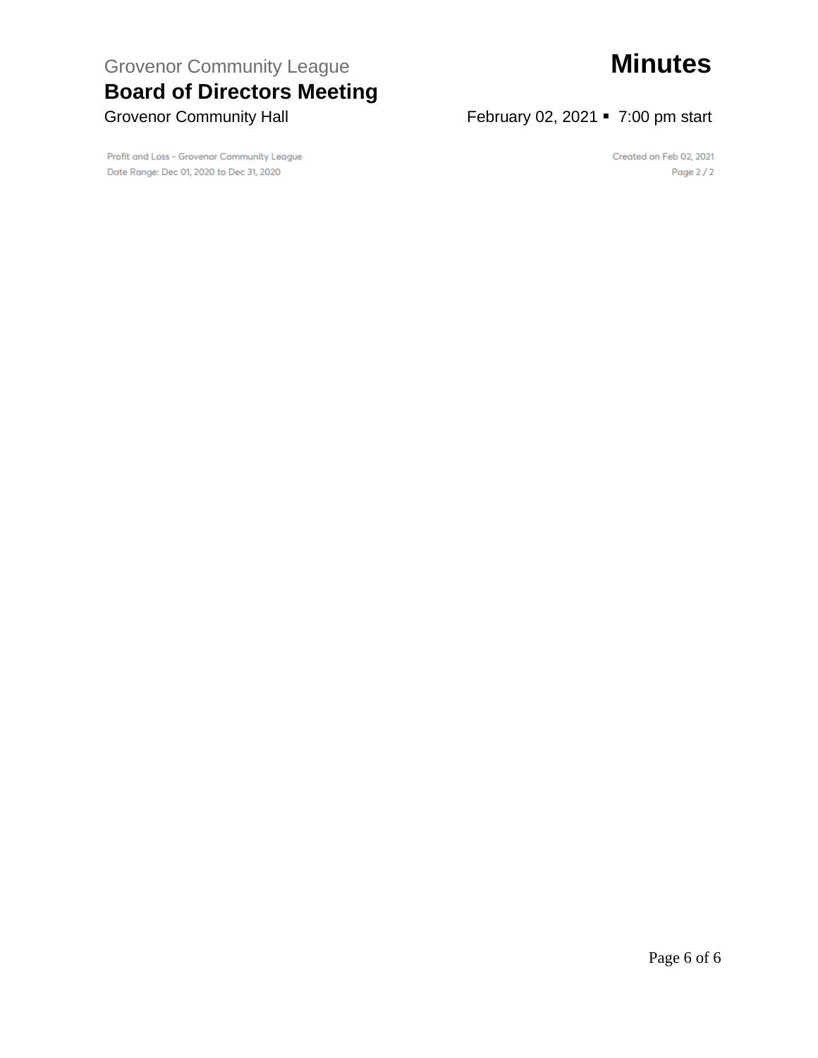Profit and Loss - Grovenor Community League

Date Range: Dec 01, 2020 to Dec 31, 2020

Created on Feb 02, 2021